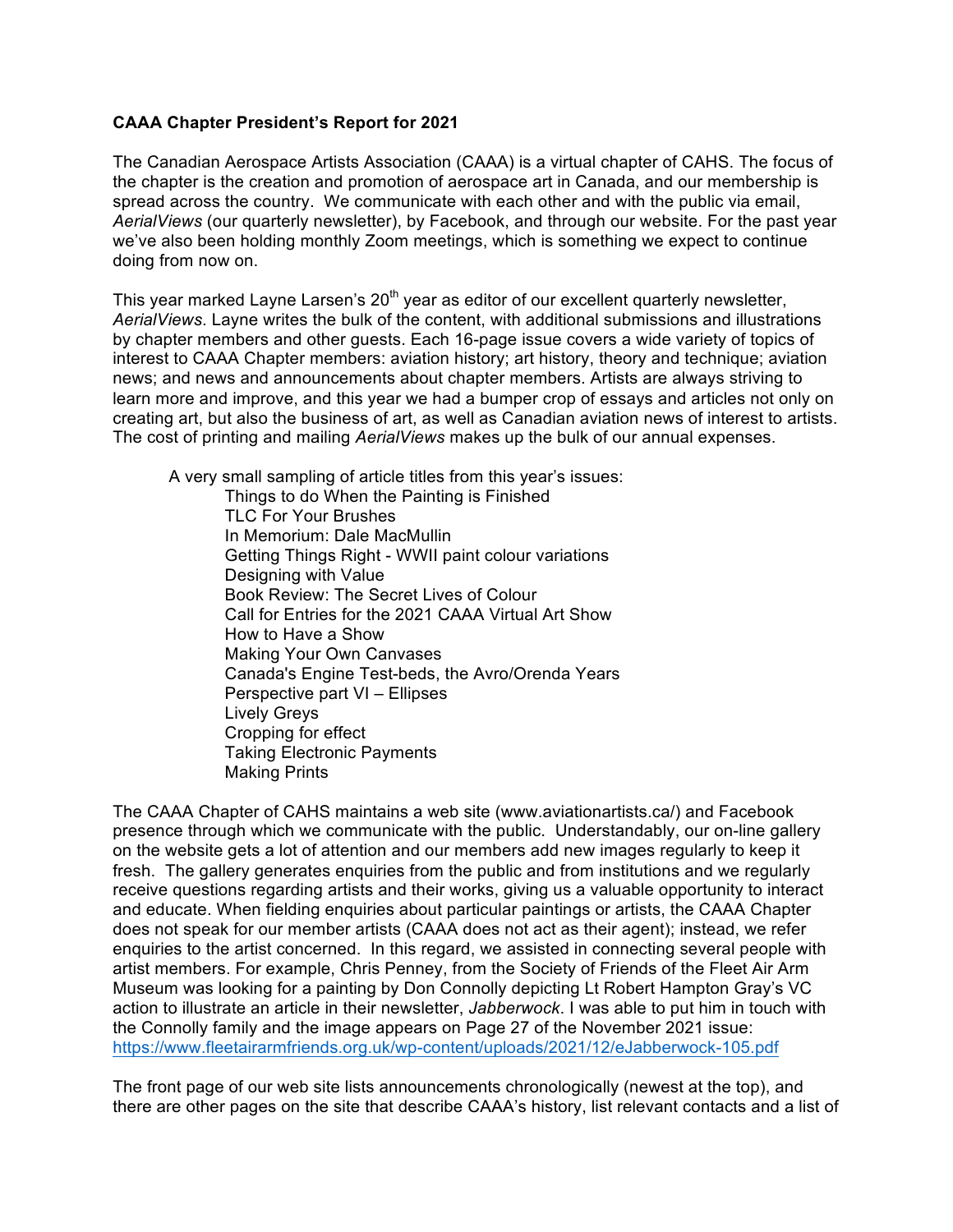**CAAA Chapter President's Report for 2021**

The Canadian Aerospace Artists Association (CAAA) is a virtual chapter of CAHS. The focus of the chapter is the creation and promotion of aerospace art in Canada, and our membership is spread across the country. We communicate with each other and with the public via email, *AerialViews* (our quarterly newsletter), by Facebook, and through our website. For the past year we've also been holding monthly Zoom meetings, which is something we expect to continue doing from now on.

This year marked Layne Larsen's 20th year as editor of our excellent quarterly newsletter, *AerialViews*. Layne writes the bulk of the content, with additional submissions and illustrations by chapter members and other guests. Each 16-page issue covers a wide variety of topics of interest to CAAA Chapter members: aviation history; art history, theory and technique; aviation news; and news and announcements about chapter members. Artists are always striving to learn more and improve, and this year we had a bumper crop of essays and articles not only on creating art, but also the business of art, as well as Canadian aviation news of interest to artists. The cost of printing and mailing *AerialViews* makes up the bulk of our annual expenses.

A very small sampling of article titles from this year's issues:

- Things to do When the Painting is Finished
- TLC For Your Brushes
- In Memorium: Dale MacMullin
- Getting Things Right - WWII paint colour variations
- Designing with Value
- Book Review: The Secret Lives of Colour
- Call for Entries for the 2021 CAAA Virtual Art Show
- How to Have a Show
- Making Your Own Canvases
- Canada's Engine Test-beds, the Avro/Orenda Years
- Perspective part VI – Ellipses
- Lively Greys
- Cropping for effect
- Taking Electronic Payments
- Making Prints

The CAAA Chapter of CAHS maintains a web site (www.aviationartists.ca/) and Facebook presence through which we communicate with the public. Understandably, our on-line gallery on the website gets a lot of attention and our members add new images regularly to keep it fresh. The gallery generates enquiries from the public and from institutions and we regularly receive questions regarding artists and their works, giving us a valuable opportunity to interact and educate. When fielding enquiries about particular paintings or artists, the CAAA Chapter does not speak for our member artists (CAAA does not act as their agent); instead, we refer enquiries to the artist concerned. In this regard, we assisted in connecting several people with artist members. For example, Chris Penney, from the Society of Friends of the Fleet Air Arm Museum was looking for a painting by Don Connolly depicting Lt Robert Hampton Gray's VC action to illustrate an article in their newsletter, *Jabberwock*. I was able to put him in touch with the Connolly family and the image appears on Page 27 of the November 2021 issue: https://www.fleetairarmfriends.org.uk/wp-content/uploads/2021/12/eJabberwock-105.pdf

The front page of our web site lists announcements chronologically (newest at the top), and there are other pages on the site that describe CAAA's history, list relevant contacts and a list of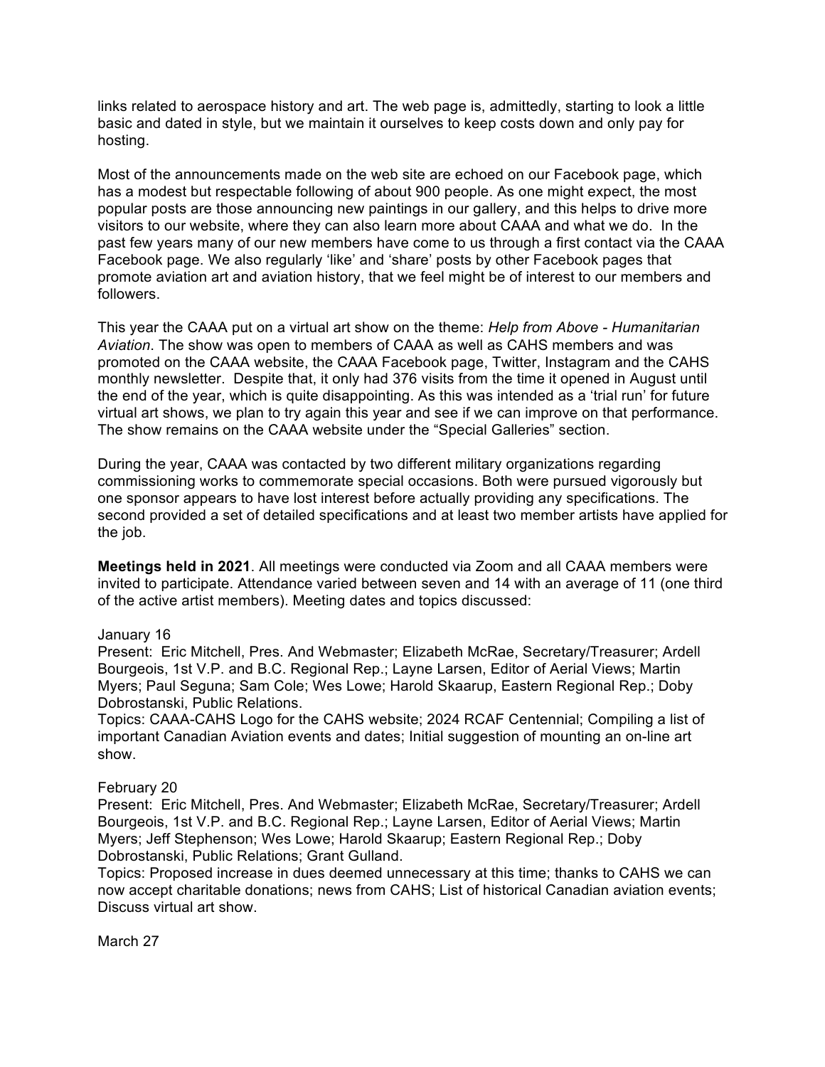links related to aerospace history and art. The web page is, admittedly, starting to look a little basic and dated in style, but we maintain it ourselves to keep costs down and only pay for hosting.

Most of the announcements made on the web site are echoed on our Facebook page, which has a modest but respectable following of about 900 people. As one might expect, the most popular posts are those announcing new paintings in our gallery, and this helps to drive more visitors to our website, where they can also learn more about CAAA and what we do. In the past few years many of our new members have come to us through a first contact via the CAAA Facebook page. We also regularly 'like' and 'share' posts by other Facebook pages that promote aviation art and aviation history, that we feel might be of interest to our members and followers.

This year the CAAA put on a virtual art show on the theme: *Help from Above - Humanitarian Aviation*. The show was open to members of CAAA as well as CAHS members and was promoted on the CAAA website, the CAAA Facebook page, Twitter, Instagram and the CAHS monthly newsletter. Despite that, it only had 376 visits from the time it opened in August until the end of the year, which is quite disappointing. As this was intended as a 'trial run' for future virtual art shows, we plan to try again this year and see if we can improve on that performance. The show remains on the CAAA website under the "Special Galleries" section.

During the year, CAAA was contacted by two different military organizations regarding commissioning works to commemorate special occasions. Both were pursued vigorously but one sponsor appears to have lost interest before actually providing any specifications. The second provided a set of detailed specifications and at least two member artists have applied for the job.

**Meetings held in 2021**. All meetings were conducted via Zoom and all CAAA members were invited to participate. Attendance varied between seven and 14 with an average of 11 (one third of the active artist members). Meeting dates and topics discussed:

January 16
Present: Eric Mitchell, Pres. And Webmaster; Elizabeth McRae, Secretary/Treasurer; Ardell Bourgeois, 1st V.P. and B.C. Regional Rep.; Layne Larsen, Editor of Aerial Views; Martin Myers; Paul Seguna; Sam Cole; Wes Lowe; Harold Skaarup, Eastern Regional Rep.; Doby Dobrostanski, Public Relations.
Topics: CAAA-CAHS Logo for the CAHS website; 2024 RCAF Centennial; Compiling a list of important Canadian Aviation events and dates; Initial suggestion of mounting an on-line art show.

February 20
Present: Eric Mitchell, Pres. And Webmaster; Elizabeth McRae, Secretary/Treasurer; Ardell Bourgeois, 1st V.P. and B.C. Regional Rep.; Layne Larsen, Editor of Aerial Views; Martin Myers; Jeff Stephenson; Wes Lowe; Harold Skaarup; Eastern Regional Rep.; Doby Dobrostanski, Public Relations; Grant Gulland.
Topics: Proposed increase in dues deemed unnecessary at this time; thanks to CAHS we can now accept charitable donations; news from CAHS; List of historical Canadian aviation events; Discuss virtual art show.

March 27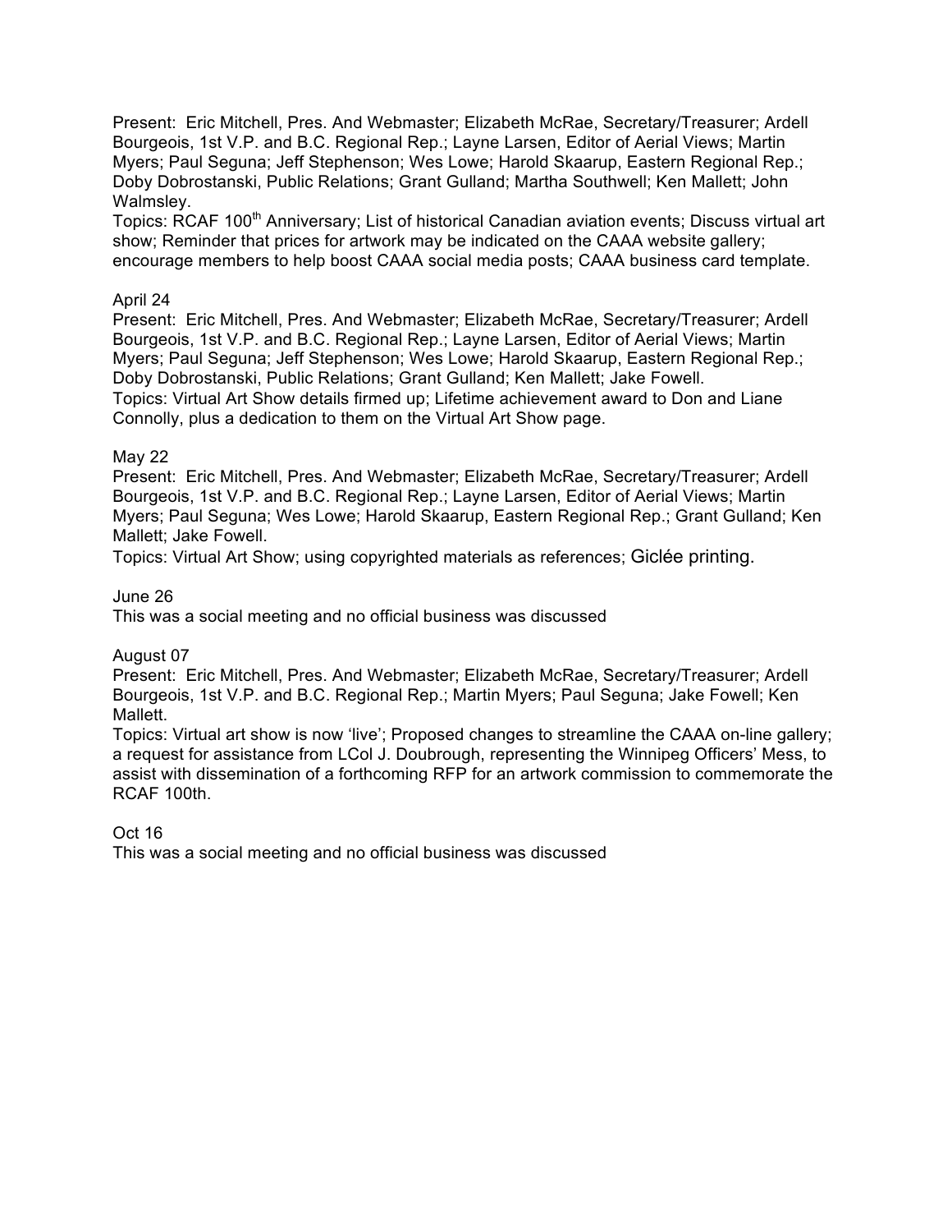Present: Eric Mitchell, Pres. And Webmaster; Elizabeth McRae, Secretary/Treasurer; Ardell Bourgeois, 1st V.P. and B.C. Regional Rep.; Layne Larsen, Editor of Aerial Views; Martin Myers; Paul Seguna; Jeff Stephenson; Wes Lowe; Harold Skaarup, Eastern Regional Rep.; Doby Dobrostanski, Public Relations; Grant Gulland; Martha Southwell; Ken Mallett; John Walmsley.
Topics: RCAF 100th Anniversary; List of historical Canadian aviation events; Discuss virtual art show; Reminder that prices for artwork may be indicated on the CAAA website gallery; encourage members to help boost CAAA social media posts; CAAA business card template.

April 24
Present: Eric Mitchell, Pres. And Webmaster; Elizabeth McRae, Secretary/Treasurer; Ardell Bourgeois, 1st V.P. and B.C. Regional Rep.; Layne Larsen, Editor of Aerial Views; Martin Myers; Paul Seguna; Jeff Stephenson; Wes Lowe; Harold Skaarup, Eastern Regional Rep.; Doby Dobrostanski, Public Relations; Grant Gulland; Ken Mallett; Jake Fowell.
Topics: Virtual Art Show details firmed up; Lifetime achievement award to Don and Liane Connolly, plus a dedication to them on the Virtual Art Show page.

May 22
Present: Eric Mitchell, Pres. And Webmaster; Elizabeth McRae, Secretary/Treasurer; Ardell Bourgeois, 1st V.P. and B.C. Regional Rep.; Layne Larsen, Editor of Aerial Views; Martin Myers; Paul Seguna; Wes Lowe; Harold Skaarup, Eastern Regional Rep.; Grant Gulland; Ken Mallett; Jake Fowell.
Topics: Virtual Art Show; using copyrighted materials as references; Giclée printing.

June 26
This was a social meeting and no official business was discussed

August 07
Present: Eric Mitchell, Pres. And Webmaster; Elizabeth McRae, Secretary/Treasurer; Ardell Bourgeois, 1st V.P. and B.C. Regional Rep.; Martin Myers; Paul Seguna; Jake Fowell; Ken Mallett.
Topics: Virtual art show is now 'live'; Proposed changes to streamline the CAAA on-line gallery; a request for assistance from LCol J. Doubrough, representing the Winnipeg Officers' Mess, to assist with dissemination of a forthcoming RFP for an artwork commission to commemorate the RCAF 100th.

Oct 16
This was a social meeting and no official business was discussed